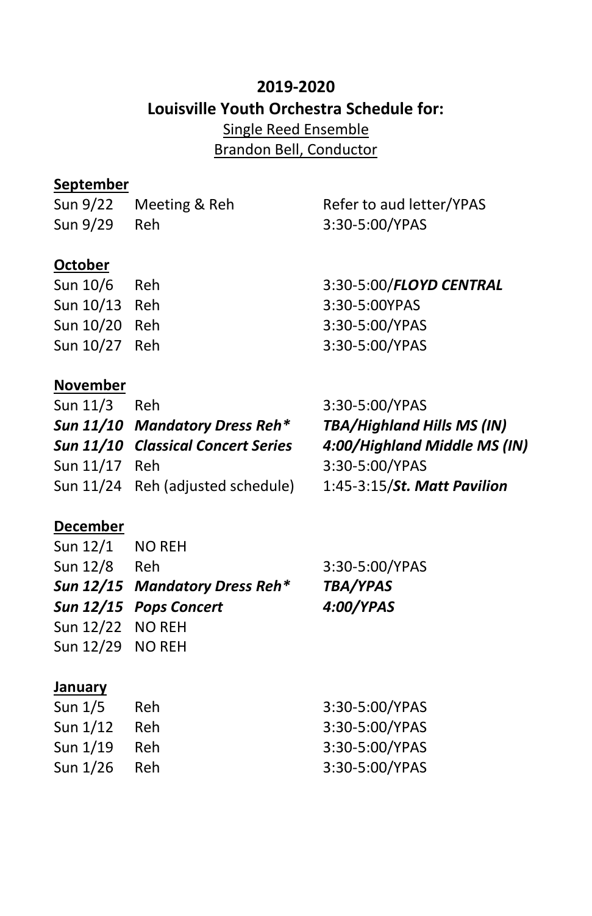**2019-2020**

**Louisville Youth Orchestra Schedule for:**

Single Reed Ensemble

Brandon Bell, Conductor

**September**

| | | |
|---|---|---|
| Sun 9/22 | Meeting & Reh | Refer to aud letter/YPAS |
| Sun 9/29 | Reh | 3:30-5:00/YPAS |

**October**

| | | |
|---|---|---|
| Sun 10/6 | Reh | 3:30-5:00/***FLOYD CENTRAL*** |
| Sun 10/13 | Reh | 3:30-5:00YPAS |
| Sun 10/20 | Reh | 3:30-5:00/YPAS |
| Sun 10/27 | Reh | 3:30-5:00/YPAS |

**November**

| | | |
|---|---|---|
| Sun 11/3 | Reh | 3:30-5:00/YPAS |
| ***Sun 11/10*** | ***Mandatory Dress Reh**** | ***TBA/Highland Hills MS (IN)*** |
| ***Sun 11/10*** | ***Classical Concert Series*** | ***4:00/Highland Middle MS (IN)*** |
| Sun 11/17 | Reh | 3:30-5:00/YPAS |
| Sun 11/24 | Reh (adjusted schedule) | 1:45-3:15/***St. Matt Pavilion*** |

**December**

| | | |
|---|---|---|
| Sun 12/1 | NO REH | |
| Sun 12/8 | Reh | 3:30-5:00/YPAS |
| ***Sun 12/15*** | ***Mandatory Dress Reh**** | ***TBA/YPAS*** |
| ***Sun 12/15*** | ***Pops Concert*** | ***4:00/YPAS*** |
| Sun 12/22 | NO REH | |
| Sun 12/29 | NO REH | |

**January**

| | | |
|---|---|---|
| Sun 1/5 | Reh | 3:30-5:00/YPAS |
| Sun 1/12 | Reh | 3:30-5:00/YPAS |
| Sun 1/19 | Reh | 3:30-5:00/YPAS |
| Sun 1/26 | Reh | 3:30-5:00/YPAS |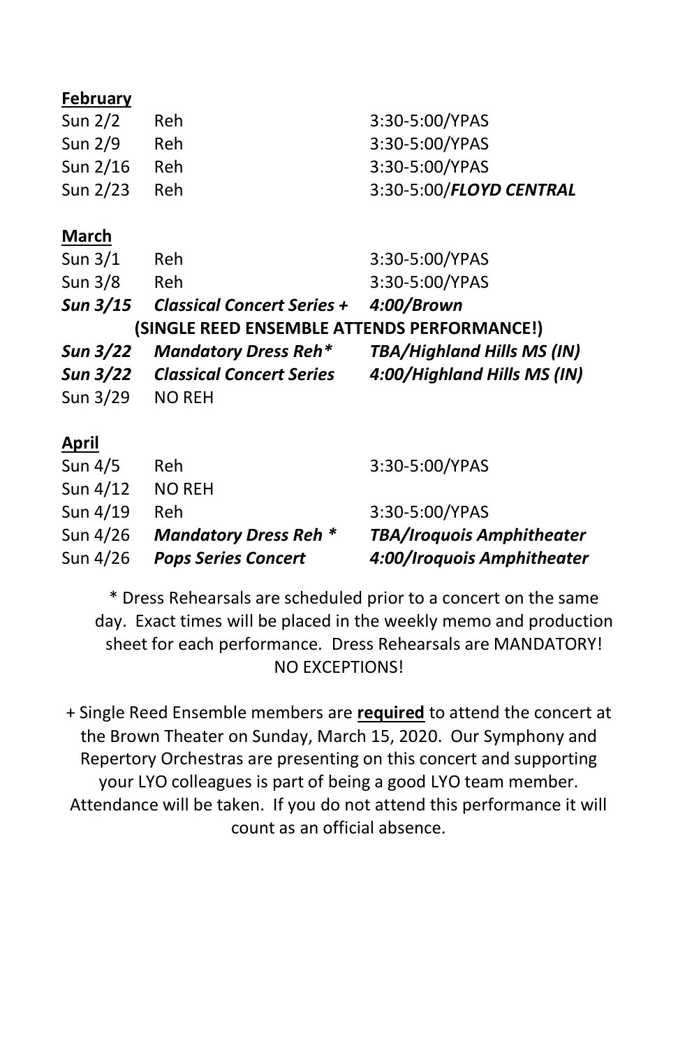**February**

| | | |
|---|---|---|
| Sun 2/2 | Reh | 3:30-5:00/YPAS |
| Sun 2/9 | Reh | 3:30-5:00/YPAS |
| Sun 2/16 | Reh | 3:30-5:00/YPAS |
| Sun 2/23 | Reh | 3:30-5:00/***FLOYD CENTRAL*** |

**March**

| | | |
|---|---|---|
| Sun 3/1 | Reh | 3:30-5:00/YPAS |
| Sun 3/8 | Reh | 3:30-5:00/YPAS |
| ***Sun 3/15*** | ***Classical Concert Series +*** | ***4:00/Brown*** |
| | **(SINGLE REED ENSEMBLE ATTENDS PERFORMANCE!)** | |
| ***Sun 3/22*** | ***Mandatory Dress Reh**** | ***TBA/Highland Hills MS (IN)*** |
| ***Sun 3/22*** | ***Classical Concert Series*** | ***4:00/Highland Hills MS (IN)*** |
| Sun 3/29 | NO REH | |

**April**

| | | |
|---|---|---|
| Sun 4/5 | Reh | 3:30-5:00/YPAS |
| Sun 4/12 | NO REH | |
| Sun 4/19 | Reh | 3:30-5:00/YPAS |
| Sun 4/26 | ***Mandatory Dress Reh **** | ***TBA/Iroquois Amphitheater*** |
| Sun 4/26 | ***Pops Series Concert*** | ***4:00/Iroquois Amphitheater*** |

* Dress Rehearsals are scheduled prior to a concert on the same day. Exact times will be placed in the weekly memo and production sheet for each performance. Dress Rehearsals are MANDATORY! NO EXCEPTIONS!

+ Single Reed Ensemble members are **required** to attend the concert at the Brown Theater on Sunday, March 15, 2020. Our Symphony and Repertory Orchestras are presenting on this concert and supporting your LYO colleagues is part of being a good LYO team member. Attendance will be taken. If you do not attend this performance it will count as an official absence.